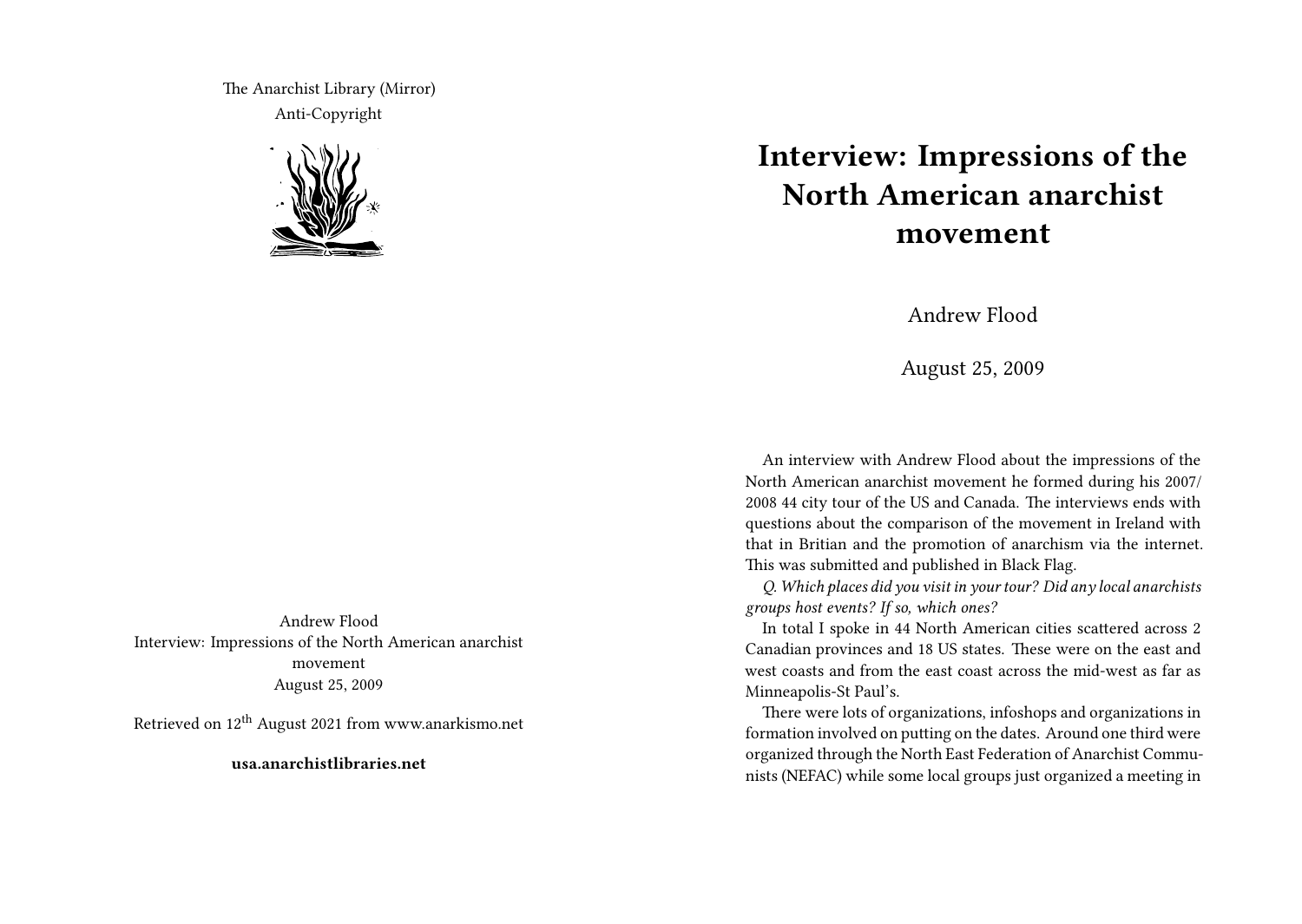The Anarchist Library (Mirror)
Anti-Copyright

Andrew Flood
Interview: Impressions of the North American anarchist movement
August 25, 2009

Retrieved on 12th August 2021 from www.anarkismo.net

**usa.anarchistlibraries.net**

# Interview: Impressions of the North American anarchist movement

Andrew Flood

August 25, 2009

An interview with Andrew Flood about the impressions of the North American anarchist movement he formed during his 2007/2008 44 city tour of the US and Canada. The interviews ends with questions about the comparison of the movement in Ireland with that in Britian and the promotion of anarchism via the internet. This was submitted and published in Black Flag.

*Q. Which places did you visit in your tour? Did any local anarchists groups host events? If so, which ones?*

In total I spoke in 44 North American cities scattered across 2 Canadian provinces and 18 US states. These were on the east and west coasts and from the east coast across the mid-west as far as Minneapolis-St Paul's.

There were lots of organizations, infoshops and organizations in formation involved on putting on the dates. Around one third were organized through the North East Federation of Anarchist Communists (NEFAC) while some local groups just organized a meeting in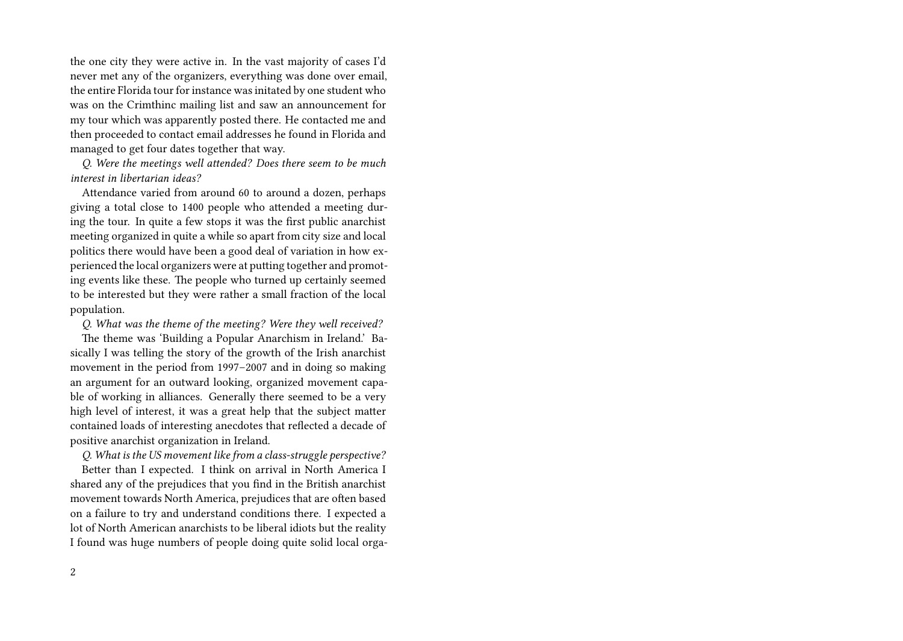the one city they were active in. In the vast majority of cases I'd never met any of the organizers, everything was done over email, the entire Florida tour for instance was initated by one student who was on the Crimthinc mailing list and saw an announcement for my tour which was apparently posted there. He contacted me and then proceeded to contact email addresses he found in Florida and managed to get four dates together that way.

*Q. Were the meetings well attended? Does there seem to be much interest in libertarian ideas?*

Attendance varied from around 60 to around a dozen, perhaps giving a total close to 1400 people who attended a meeting during the tour. In quite a few stops it was the first public anarchist meeting organized in quite a while so apart from city size and local politics there would have been a good deal of variation in how experienced the local organizers were at putting together and promoting events like these. The people who turned up certainly seemed to be interested but they were rather a small fraction of the local population.

*Q. What was the theme of the meeting? Were they well received?*

The theme was 'Building a Popular Anarchism in Ireland.' Basically I was telling the story of the growth of the Irish anarchist movement in the period from 1997–2007 and in doing so making an argument for an outward looking, organized movement capable of working in alliances. Generally there seemed to be a very high level of interest, it was a great help that the subject matter contained loads of interesting anecdotes that reflected a decade of positive anarchist organization in Ireland.

*Q. What is the US movement like from a class-struggle perspective?*

Better than I expected. I think on arrival in North America I shared any of the prejudices that you find in the British anarchist movement towards North America, prejudices that are often based on a failure to try and understand conditions there. I expected a lot of North American anarchists to be liberal idiots but the reality I found was huge numbers of people doing quite solid local orga-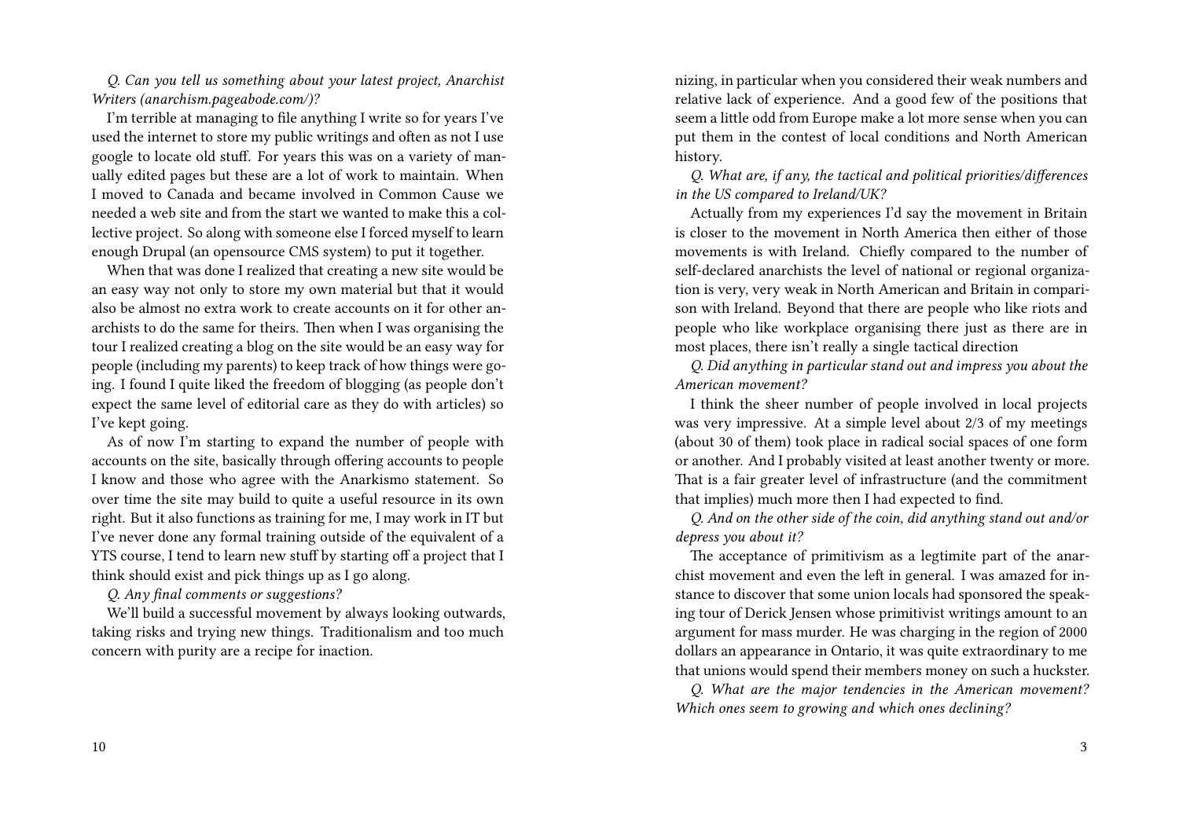*Q. Can you tell us something about your latest project, Anarchist Writers (anarchism.pageabode.com/)?*

I'm terrible at managing to file anything I write so for years I've used the internet to store my public writings and often as not I use google to locate old stuff. For years this was on a variety of manually edited pages but these are a lot of work to maintain. When I moved to Canada and became involved in Common Cause we needed a web site and from the start we wanted to make this a collective project. So along with someone else I forced myself to learn enough Drupal (an opensource CMS system) to put it together.

When that was done I realized that creating a new site would be an easy way not only to store my own material but that it would also be almost no extra work to create accounts on it for other anarchists to do the same for theirs. Then when I was organising the tour I realized creating a blog on the site would be an easy way for people (including my parents) to keep track of how things were going. I found I quite liked the freedom of blogging (as people don't expect the same level of editorial care as they do with articles) so I've kept going.

As of now I'm starting to expand the number of people with accounts on the site, basically through offering accounts to people I know and those who agree with the Anarkismo statement. So over time the site may build to quite a useful resource in its own right. But it also functions as training for me, I may work in IT but I've never done any formal training outside of the equivalent of a YTS course, I tend to learn new stuff by starting off a project that I think should exist and pick things up as I go along.

*Q. Any final comments or suggestions?*

We'll build a successful movement by always looking outwards, taking risks and trying new things. Traditionalism and too much concern with purity are a recipe for inaction.

nizing, in particular when you considered their weak numbers and relative lack of experience. And a good few of the positions that seem a little odd from Europe make a lot more sense when you can put them in the contest of local conditions and North American history.

*Q. What are, if any, the tactical and political priorities/differences in the US compared to Ireland/UK?*

Actually from my experiences I'd say the movement in Britain is closer to the movement in North America then either of those movements is with Ireland. Chiefly compared to the number of self-declared anarchists the level of national or regional organization is very, very weak in North American and Britain in comparison with Ireland. Beyond that there are people who like riots and people who like workplace organising there just as there are in most places, there isn't really a single tactical direction

*Q. Did anything in particular stand out and impress you about the American movement?*

I think the sheer number of people involved in local projects was very impressive. At a simple level about 2/3 of my meetings (about 30 of them) took place in radical social spaces of one form or another. And I probably visited at least another twenty or more. That is a fair greater level of infrastructure (and the commitment that implies) much more then I had expected to find.

*Q. And on the other side of the coin, did anything stand out and/or depress you about it?*

The acceptance of primitivism as a legtimite part of the anarchist movement and even the left in general. I was amazed for instance to discover that some union locals had sponsored the speaking tour of Derick Jensen whose primitivist writings amount to an argument for mass murder. He was charging in the region of 2000 dollars an appearance in Ontario, it was quite extraordinary to me that unions would spend their members money on such a huckster.

*Q. What are the major tendencies in the American movement? Which ones seem to growing and which ones declining?*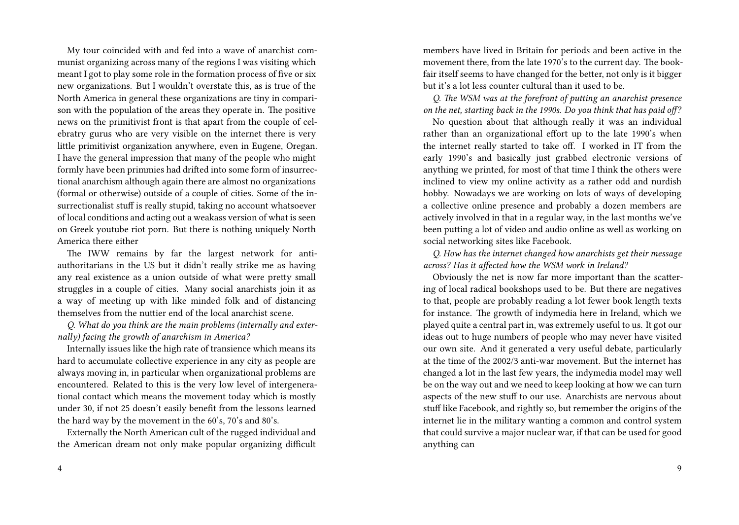My tour coincided with and fed into a wave of anarchist communist organizing across many of the regions I was visiting which meant I got to play some role in the formation process of five or six new organizations. But I wouldn't overstate this, as is true of the North America in general these organizations are tiny in comparison with the population of the areas they operate in. The positive news on the primitivist front is that apart from the couple of celebratry gurus who are very visible on the internet there is very little primitivist organization anywhere, even in Eugene, Oregan. I have the general impression that many of the people who might formly have been primmies had drifted into some form of insurrectional anarchism although again there are almost no organizations (formal or otherwise) outside of a couple of cities. Some of the insurrectionalist stuff is really stupid, taking no account whatsoever of local conditions and acting out a weakass version of what is seen on Greek youtube riot porn. But there is nothing uniquely North America there either

The IWW remains by far the largest network for anti-authoritarians in the US but it didn't really strike me as having any real existence as a union outside of what were pretty small struggles in a couple of cities. Many social anarchists join it as a way of meeting up with like minded folk and of distancing themselves from the nuttier end of the local anarchist scene.

*Q. What do you think are the main problems (internally and externally) facing the growth of anarchism in America?*

Internally issues like the high rate of transience which means its hard to accumulate collective experience in any city as people are always moving in, in particular when organizational problems are encountered. Related to this is the very low level of intergenerational contact which means the movement today which is mostly under 30, if not 25 doesn't easily benefit from the lessons learned the hard way by the movement in the 60's, 70's and 80's.

Externally the North American cult of the rugged individual and the American dream not only make popular organizing difficult

members have lived in Britain for periods and been active in the movement there, from the late 1970's to the current day. The bookfair itself seems to have changed for the better, not only is it bigger but it's a lot less counter cultural than it used to be.

*Q. The WSM was at the forefront of putting an anarchist presence on the net, starting back in the 1990s. Do you think that has paid off?*

No question about that although really it was an individual rather than an organizational effort up to the late 1990's when the internet really started to take off. I worked in IT from the early 1990's and basically just grabbed electronic versions of anything we printed, for most of that time I think the others were inclined to view my online activity as a rather odd and nurdish hobby. Nowadays we are working on lots of ways of developing a collective online presence and probably a dozen members are actively involved in that in a regular way, in the last months we've been putting a lot of video and audio online as well as working on social networking sites like Facebook.

*Q. How has the internet changed how anarchists get their message across? Has it affected how the WSM work in Ireland?*

Obviously the net is now far more important than the scattering of local radical bookshops used to be. But there are negatives to that, people are probably reading a lot fewer book length texts for instance. The growth of indymedia here in Ireland, which we played quite a central part in, was extremely useful to us. It got our ideas out to huge numbers of people who may never have visited our own site. And it generated a very useful debate, particularly at the time of the 2002/3 anti-war movement. But the internet has changed a lot in the last few years, the indymedia model may well be on the way out and we need to keep looking at how we can turn aspects of the new stuff to our use. Anarchists are nervous about stuff like Facebook, and rightly so, but remember the origins of the internet lie in the military wanting a common and control system that could survive a major nuclear war, if that can be used for good anything can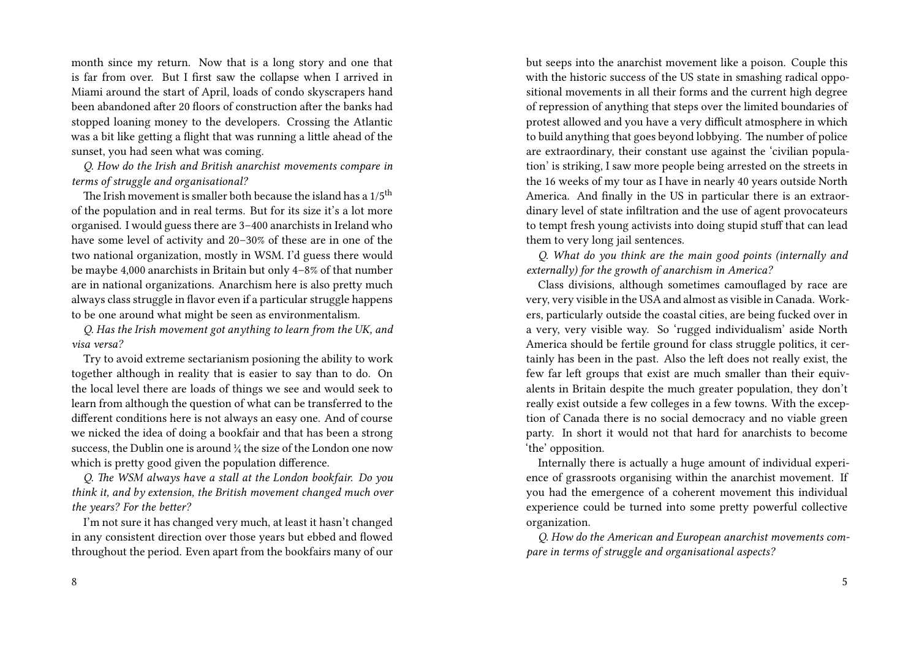month since my return. Now that is a long story and one that is far from over. But I first saw the collapse when I arrived in Miami around the start of April, loads of condo skyscrapers hand been abandoned after 20 floors of construction after the banks had stopped loaning money to the developers. Crossing the Atlantic was a bit like getting a flight that was running a little ahead of the sunset, you had seen what was coming.

*Q. How do the Irish and British anarchist movements compare in terms of struggle and organisational?*

The Irish movement is smaller both because the island has a 1/5th of the population and in real terms. But for its size it's a lot more organised. I would guess there are 3–400 anarchists in Ireland who have some level of activity and 20–30% of these are in one of the two national organization, mostly in WSM. I'd guess there would be maybe 4,000 anarchists in Britain but only 4–8% of that number are in national organizations. Anarchism here is also pretty much always class struggle in flavor even if a particular struggle happens to be one around what might be seen as environmentalism.

*Q. Has the Irish movement got anything to learn from the UK, and visa versa?*

Try to avoid extreme sectarianism posioning the ability to work together although in reality that is easier to say than to do. On the local level there are loads of things we see and would seek to learn from although the question of what can be transferred to the different conditions here is not always an easy one. And of course we nicked the idea of doing a bookfair and that has been a strong success, the Dublin one is around ¼ the size of the London one now which is pretty good given the population difference.

*Q. The WSM always have a stall at the London bookfair. Do you think it, and by extension, the British movement changed much over the years? For the better?*

I'm not sure it has changed very much, at least it hasn't changed in any consistent direction over those years but ebbed and flowed throughout the period. Even apart from the bookfairs many of our

but seeps into the anarchist movement like a poison. Couple this with the historic success of the US state in smashing radical oppositional movements in all their forms and the current high degree of repression of anything that steps over the limited boundaries of protest allowed and you have a very difficult atmosphere in which to build anything that goes beyond lobbying. The number of police are extraordinary, their constant use against the 'civilian population' is striking, I saw more people being arrested on the streets in the 16 weeks of my tour as I have in nearly 40 years outside North America. And finally in the US in particular there is an extraordinary level of state infiltration and the use of agent provocateurs to tempt fresh young activists into doing stupid stuff that can lead them to very long jail sentences.

*Q. What do you think are the main good points (internally and externally) for the growth of anarchism in America?*

Class divisions, although sometimes camouflaged by race are very, very visible in the USA and almost as visible in Canada. Workers, particularly outside the coastal cities, are being fucked over in a very, very visible way. So 'rugged individualism' aside North America should be fertile ground for class struggle politics, it certainly has been in the past. Also the left does not really exist, the few far left groups that exist are much smaller than their equivalents in Britain despite the much greater population, they don't really exist outside a few colleges in a few towns. With the exception of Canada there is no social democracy and no viable green party. In short it would not that hard for anarchists to become 'the' opposition.

Internally there is actually a huge amount of individual experience of grassroots organising within the anarchist movement. If you had the emergence of a coherent movement this individual experience could be turned into some pretty powerful collective organization.

*Q. How do the American and European anarchist movements compare in terms of struggle and organisational aspects?*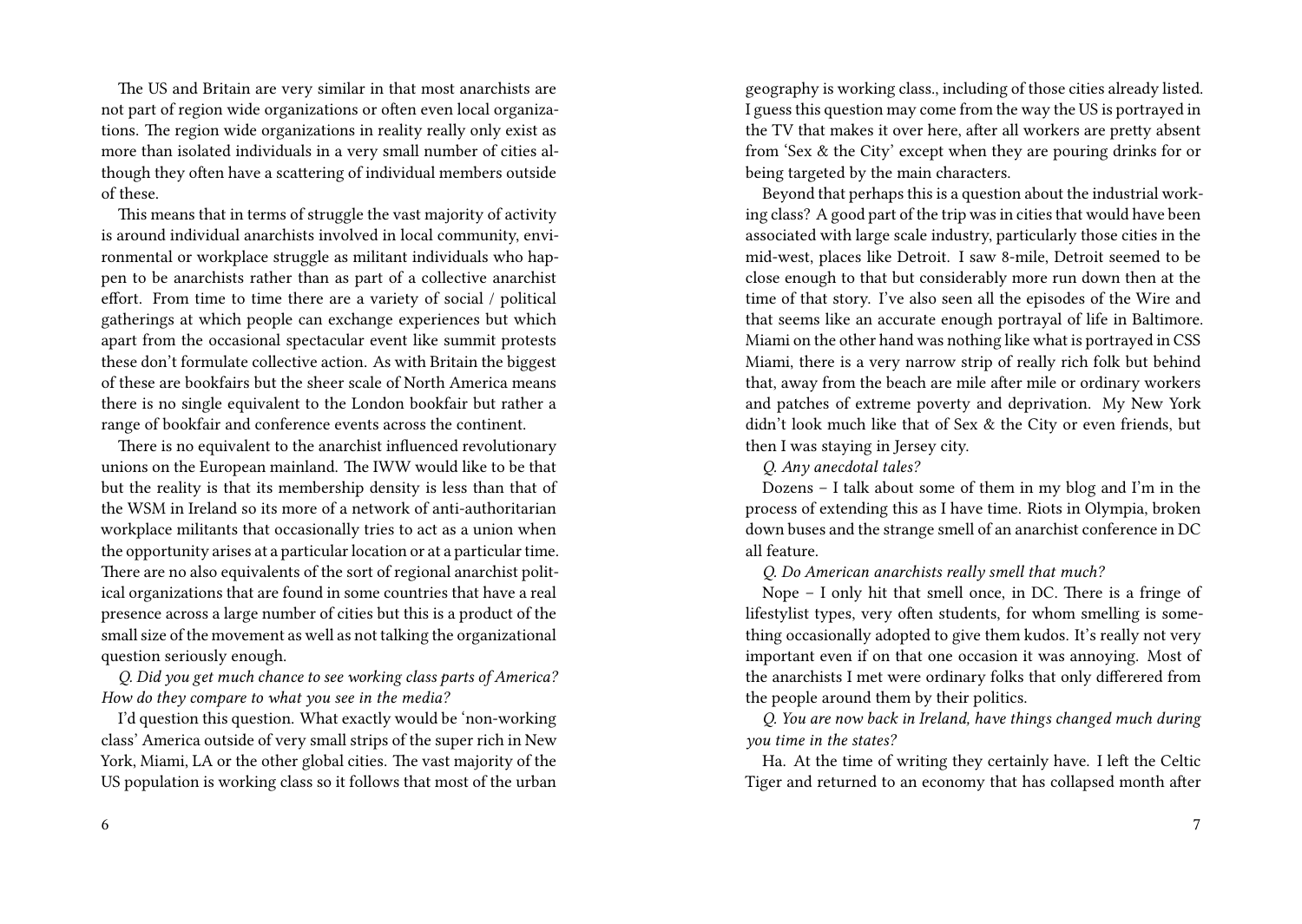The US and Britain are very similar in that most anarchists are not part of region wide organizations or often even local organizations. The region wide organizations in reality really only exist as more than isolated individuals in a very small number of cities although they often have a scattering of individual members outside of these.

This means that in terms of struggle the vast majority of activity is around individual anarchists involved in local community, environmental or workplace struggle as militant individuals who happen to be anarchists rather than as part of a collective anarchist effort. From time to time there are a variety of social / political gatherings at which people can exchange experiences but which apart from the occasional spectacular event like summit protests these don't formulate collective action. As with Britain the biggest of these are bookfairs but the sheer scale of North America means there is no single equivalent to the London bookfair but rather a range of bookfair and conference events across the continent.

There is no equivalent to the anarchist influenced revolutionary unions on the European mainland. The IWW would like to be that but the reality is that its membership density is less than that of the WSM in Ireland so its more of a network of anti-authoritarian workplace militants that occasionally tries to act as a union when the opportunity arises at a particular location or at a particular time. There are no also equivalents of the sort of regional anarchist political organizations that are found in some countries that have a real presence across a large number of cities but this is a product of the small size of the movement as well as not talking the organizational question seriously enough.

*Q. Did you get much chance to see working class parts of America? How do they compare to what you see in the media?*

I'd question this question. What exactly would be 'non-working class' America outside of very small strips of the super rich in New York, Miami, LA or the other global cities. The vast majority of the US population is working class so it follows that most of the urban geography is working class., including of those cities already listed. I guess this question may come from the way the US is portrayed in the TV that makes it over here, after all workers are pretty absent from 'Sex & the City' except when they are pouring drinks for or being targeted by the main characters.

Beyond that perhaps this is a question about the industrial working class? A good part of the trip was in cities that would have been associated with large scale industry, particularly those cities in the mid-west, places like Detroit. I saw 8-mile, Detroit seemed to be close enough to that but considerably more run down then at the time of that story. I've also seen all the episodes of the Wire and that seems like an accurate enough portrayal of life in Baltimore. Miami on the other hand was nothing like what is portrayed in CSS Miami, there is a very narrow strip of really rich folk but behind that, away from the beach are mile after mile or ordinary workers and patches of extreme poverty and deprivation. My New York didn't look much like that of Sex & the City or even friends, but then I was staying in Jersey city.

*Q. Any anecdotal tales?*

Dozens – I talk about some of them in my blog and I'm in the process of extending this as I have time. Riots in Olympia, broken down buses and the strange smell of an anarchist conference in DC all feature.

*Q. Do American anarchists really smell that much?*

Nope – I only hit that smell once, in DC. There is a fringe of lifestylist types, very often students, for whom smelling is something occasionally adopted to give them kudos. It's really not very important even if on that one occasion it was annoying. Most of the anarchists I met were ordinary folks that only differered from the people around them by their politics.

*Q. You are now back in Ireland, have things changed much during you time in the states?*

Ha. At the time of writing they certainly have. I left the Celtic Tiger and returned to an economy that has collapsed month after